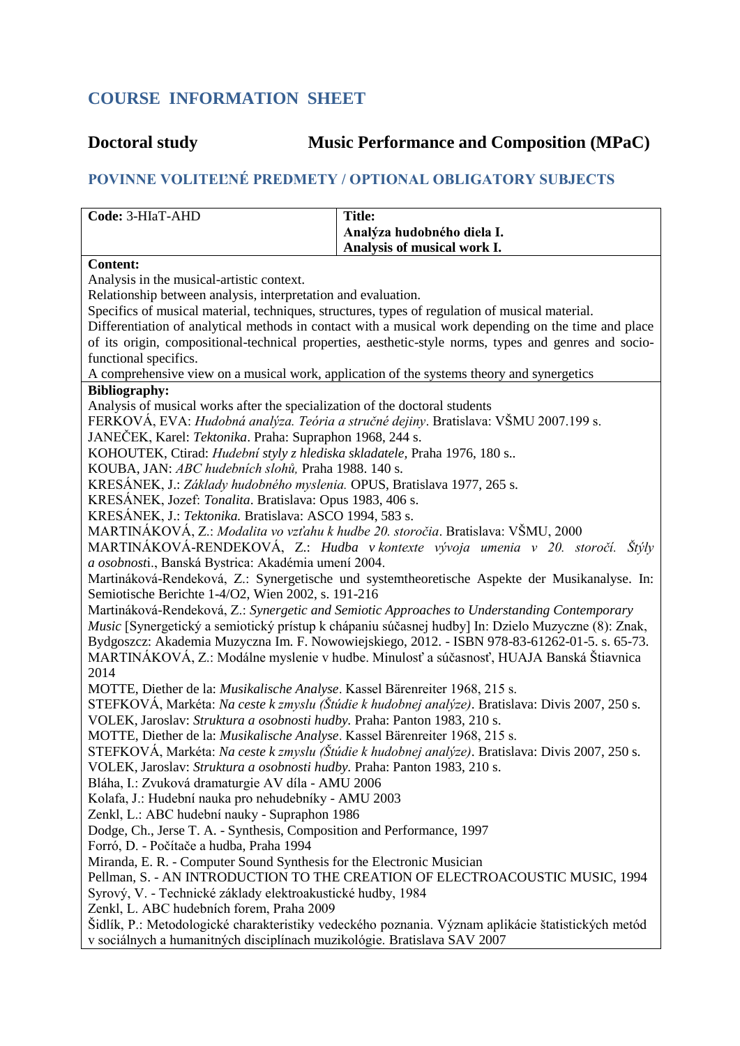# COURSE INFORMATION SHEET

## Doctoral study — Music Performance and Composition (MPaC)

### POVINNE VOLITEĽNÉ PREDMETY / OPTIONAL OBLIGATORY SUBJECTS

| Code: 3-HIaT-AHD | Title:<br>**Analýza hudobného diela I.**<br>**Analysis of musical work I.** |
|---|---|

**Content:**

Analysis in the musical-artistic context.
Relationship between analysis, interpretation and evaluation.
Specifics of musical material, techniques, structures, types of regulation of musical material.
Differentiation of analytical methods in contact with a musical work depending on the time and place of its origin, compositional-technical properties, aesthetic-style norms, types and genres and socio-functional specifics.
A comprehensive view on a musical work, application of the systems theory and synergetics

**Bibliography:**

Analysis of musical works after the specialization of the doctoral students
FERKOVÁ, EVA: *Hudobná analýza. Teória a stručné dejiny*. Bratislava: VŠMU 2007.199 s.
JANEČEK, Karel: *Tektonika*. Praha: Supraphon 1968, 244 s.
KOHOUTEK, Ctirad: *Hudební styly z hlediska skladatele,* Praha 1976, 180 s..
KOUBA, JAN: *ABC hudebních slohů,* Praha 1988. 140 s.
KRESÁNEK, J.: *Základy hudobného myslenia.* OPUS, Bratislava 1977, 265 s.
KRESÁNEK, Jozef: *Tonalita*. Bratislava: Opus 1983, 406 s.
KRESÁNEK, J.: *Tektonika.* Bratislava: ASCO 1994, 583 s.
MARTINÁKOVÁ, Z.: *Modalita vo vzťahu k hudbe 20. storočia*. Bratislava: VŠMU, 2000
MARTINÁKOVÁ-RENDEKOVÁ, Z.: *Hudba v kontexte vývoja umenia v 20. storočí. Štýly a osobnost*i., Banská Bystrica: Akadémia umení 2004.
Martináková-Rendeková, Z.: Synergetische und systemtheoretische Aspekte der Musikanalyse. In: Semiotische Berichte 1-4/O2, Wien 2002, s. 191-216
Martináková-Rendeková, Z.: *Synergetic and Semiotic Approaches to Understanding Contemporary Music* [Synergetický a semiotický prístup k chápaniu súčasnej hudby] In: Dzielo Muzyczne (8): Znak, Bydgoszcz: Akademia Muzyczna Im. F. Nowowiejskiego, 2012. - ISBN 978-83-61262-01-5. s. 65-73.
MARTINÁKOVÁ, Z.: Modálne myslenie v hudbe. Minulosť a súčasnosť, HUAJA Banská Štiavnica 2014
MOTTE, Diether de la: *Musikalische Analyse*. Kassel Bärenreiter 1968, 215 s.
STEFKOVÁ, Markéta: *Na ceste k zmyslu (Štúdie k hudobnej analýze)*. Bratislava: Divis 2007, 250 s.
VOLEK, Jaroslav: *Struktura a osobnosti hudby.* Praha: Panton 1983, 210 s.
MOTTE, Diether de la: *Musikalische Analyse*. Kassel Bärenreiter 1968, 215 s.
STEFKOVÁ, Markéta: *Na ceste k zmyslu (Štúdie k hudobnej analýze)*. Bratislava: Divis 2007, 250 s.
VOLEK, Jaroslav: *Struktura a osobnosti hudby.* Praha: Panton 1983, 210 s.
Bláha, I.: Zvuková dramaturgie AV díla - AMU 2006
Kolafa, J.: Hudební nauka pro nehudebníky - AMU 2003
Zenkl, L.: ABC hudební nauky - Supraphon 1986
Dodge, Ch., Jerse T. A. - Synthesis, Composition and Performance, 1997
Forró, D. - Počítače a hudba, Praha 1994
Miranda, E. R. - Computer Sound Synthesis for the Electronic Musician
Pellman, S. - AN INTRODUCTION TO THE CREATION OF ELECTROACOUSTIC MUSIC, 1994
Syrový, V. - Technické základy elektroakustické hudby, 1984
Zenkl, L. ABC hudebních forem, Praha 2009
Šidlík, P.: Metodologické charakteristiky vedeckého poznania. Význam aplikácie štatistických metód v sociálnych a humanitných disciplínach muzikológie. Bratislava SAV 2007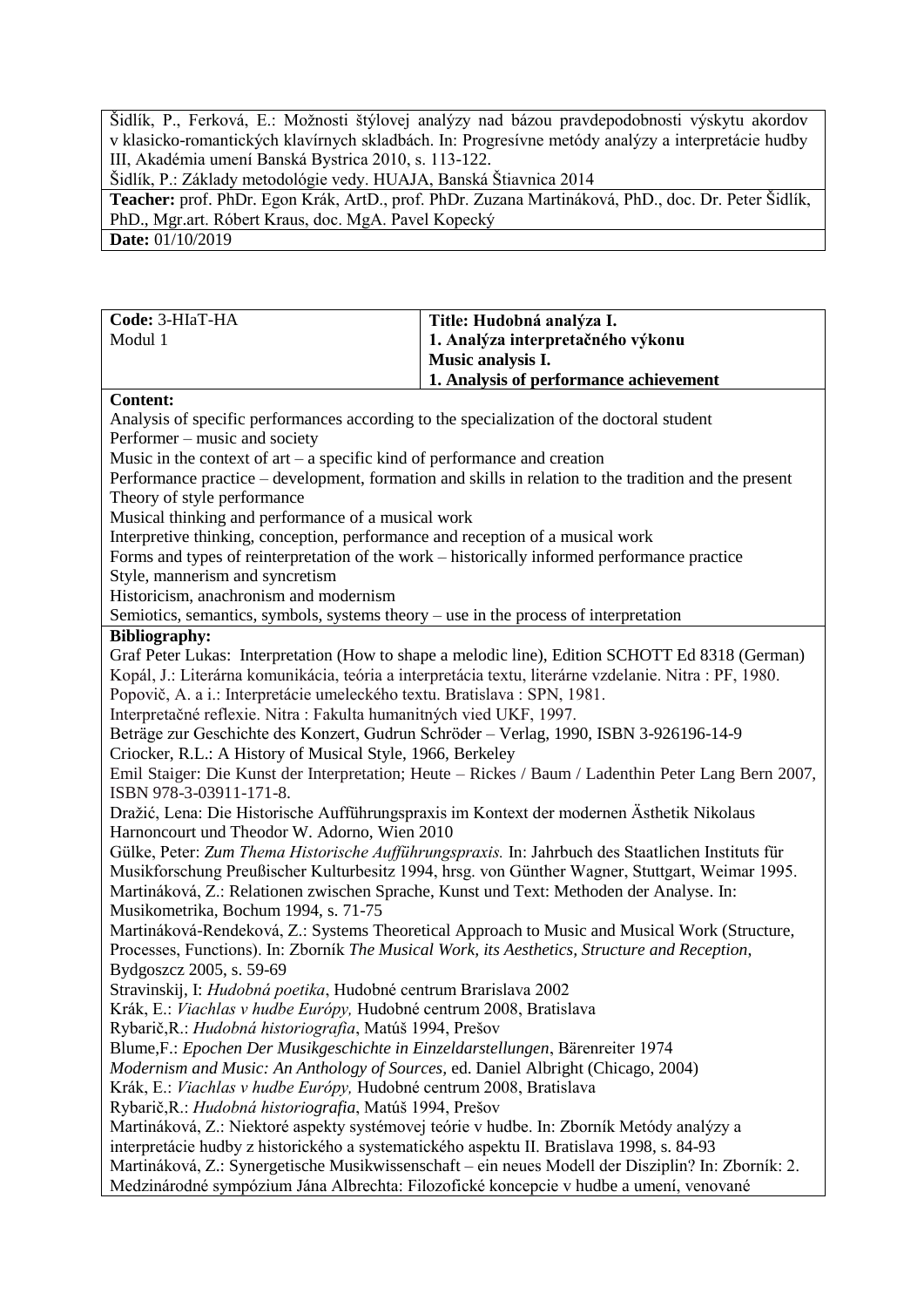Šidlík, P., Ferková, E.: Možnosti štýlovej analýzy nad bázou pravdepodobnosti výskytu akordov v klasicko-romantických klavírnych skladbách. In: Progresívne metódy analýzy a interpretácie hudby III, Akadémia umení Banská Bystrica 2010, s. 113-122.
Šidlík, P.: Základy metodológie vedy. HUAJA, Banská Štiavnica 2014

**Teacher:** prof. PhDr. Egon Krák, ArtD., prof. PhDr. Zuzana Martináková, PhD., doc. Dr. Peter Šidlík, PhD., Mgr.art. Róbert Kraus, doc. MgA. Pavel Kopecký

**Date:** 01/10/2019

| **Code:** 3-HIaT-HA<br>Modul 1 | **Title: Hudobná analýza I.**<br>**1. Analýza interpretačného výkonu**<br>**Music analysis I.**<br>**1. Analysis of performance achievement** |
|---|---|

**Content:**

Analysis of specific performances according to the specialization of the doctoral student
Performer – music and society
Music in the context of art – a specific kind of performance and creation
Performance practice – development, formation and skills in relation to the tradition and the present
Theory of style performance
Musical thinking and performance of a musical work
Interpretive thinking, conception, performance and reception of a musical work
Forms and types of reinterpretation of the work – historically informed performance practice
Style, mannerism and syncretism
Historicism, anachronism and modernism
Semiotics, semantics, symbols, systems theory – use in the process of interpretation

**Bibliography:**

Graf Peter Lukas: Interpretation (How to shape a melodic line), Edition SCHOTT Ed 8318 (German)
Kopál, J.: Literárna komunikácia, teória a interpretácia textu, literárne vzdelanie. Nitra : PF, 1980.
Popovič, A. a i.: Interpretácie umeleckého textu. Bratislava : SPN, 1981.
Interpretačné reflexie. Nitra : Fakulta humanitných vied UKF, 1997.
Beträge zur Geschichte des Konzert, Gudrun Schröder – Verlag, 1990, ISBN 3-926196-14-9
Criocker, R.L.: A History of Musical Style, 1966, Berkeley
Emil Staiger: Die Kunst der Interpretation; Heute – Rickes / Baum / Ladenthin Peter Lang Bern 2007, ISBN 978-3-03911-171-8.
Dražić, Lena: Die Historische Aufführungspraxis im Kontext der modernen Ästhetik Nikolaus Harnoncourt und Theodor W. Adorno, Wien 2010
Gülke, Peter: *Zum Thema Historische Aufführungspraxis.* In: Jahrbuch des Staatlichen Instituts für Musikforschung Preußischer Kulturbesitz 1994, hrsg. von Günther Wagner, Stuttgart, Weimar 1995.
Martináková, Z.: Relationen zwischen Sprache, Kunst und Text: Methoden der Analyse. In: Musikometrika, Bochum 1994, s. 71-75
Martináková-Rendeková, Z.: Systems Theoretical Approach to Music and Musical Work (Structure, Processes, Functions). In: Zborník *The Musical Work, its Aesthetics, Structure and Reception*, Bydgoszcz 2005, s. 59-69
Stravinskij, I: *Hudobná poetika*, Hudobné centrum Brarislava 2002
Krák, E.: *Viachlas v hudbe Európy,* Hudobné centrum 2008, Bratislava
Rybarič,R.: *Hudobná historiografia*, Matúš 1994, Prešov
Blume,F.: *Epochen Der Musikgeschichte in Einzeldarstellungen*, Bärenreiter 1974
*Modernism and Music: An Anthology of Sources,* ed. Daniel Albright (Chicago, 2004)
Krák, E.: *Viachlas v hudbe Európy,* Hudobné centrum 2008, Bratislava
Rybarič,R.: *Hudobná historiografia*, Matúš 1994, Prešov
Martináková, Z.: Niektoré aspekty systémovej teórie v hudbe. In: Zborník Metódy analýzy a interpretácie hudby z historického a systematického aspektu II. Bratislava 1998, s. 84-93
Martináková, Z.: Synergetische Musikwissenschaft – ein neues Modell der Disziplin? In: Zborník: 2. Medzinárodné sympózium Jána Albrechta: Filozofické koncepcie v hudbe a umení, venované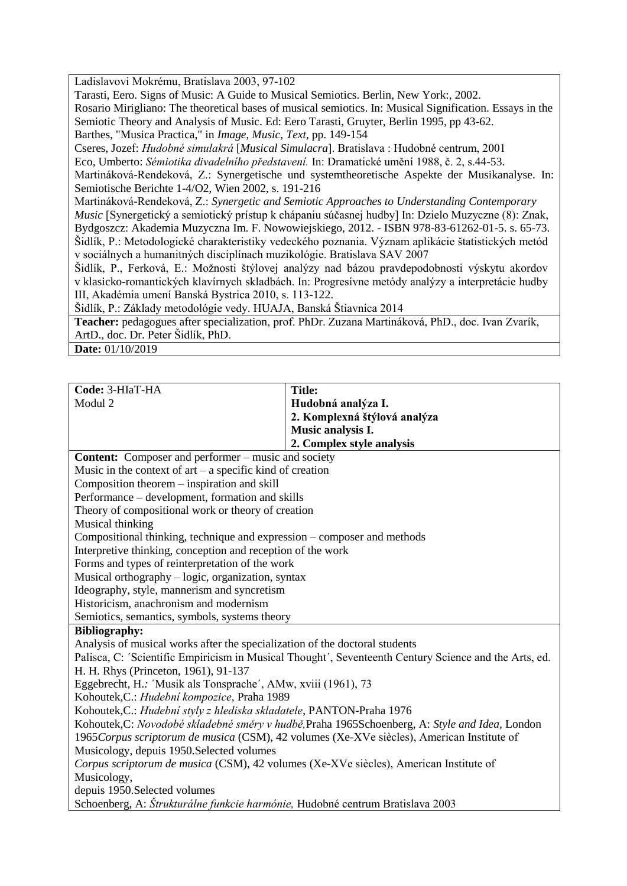Ladislavovi Mokrému, Bratislava 2003, 97-102
Tarasti, Eero. Signs of Music: A Guide to Musical Semiotics. Berlin, New York:, 2002.
Rosario Mirigliano: The theoretical bases of musical semiotics. In: Musical Signification. Essays in the Semiotic Theory and Analysis of Music. Ed: Eero Tarasti, Gruyter, Berlin 1995, pp 43-62.
Barthes, "Musica Practica," in *Image, Music, Text*, pp. 149-154
Cseres, Jozef: *Hudobné simulakrá* [*Musical Simulacra*]. Bratislava : Hudobné centrum, 2001
Eco, Umberto: *Sémiotika divadelního představení.* In: Dramatické umění 1988, č. 2, s.44-53.
Martináková-Rendeková, Z.: Synergetische und systemtheoretische Aspekte der Musikanalyse. In: Semiotische Berichte 1-4/O2, Wien 2002, s. 191-216
Martináková-Rendeková, Z.: *Synergetic and Semiotic Approaches to Understanding Contemporary Music* [Synergetický a semiotický prístup k chápaniu súčasnej hudby] In: Dzielo Muzyczne (8): Znak, Bydgoszcz: Akademia Muzyczna Im. F. Nowowiejskiego, 2012. - ISBN 978-83-61262-01-5. s. 65-73.
Šidlík, P.: Metodologické charakteristiky vedeckého poznania. Význam aplikácie štatistických metód v sociálnych a humanitných disciplínach muzikológie. Bratislava SAV 2007
Šidlík, P., Ferková, E.: Možnosti štýlovej analýzy nad bázou pravdepodobnosti výskytu akordov v klasicko-romantických klavírnych skladbách. In: Progresívne metódy analýzy a interpretácie hudby III, Akadémia umení Banská Bystrica 2010, s. 113-122.
Šidlík, P.: Základy metodológie vedy. HUAJA, Banská Štiavnica 2014

**Teacher:** pedagogues after specialization, prof. PhDr. Zuzana Martináková, PhD., doc. Ivan Zvarík, ArtD., doc. Dr. Peter Šidlík, PhD.

**Date:** 01/10/2019

| Code: 3-HIaT-HA<br>Modul 2 | **Title:**<br>**Hudobná analýza I.**<br>**2. Komplexná štýlová analýza**<br>**Music analysis I.**<br>**2. Complex style analysis** |
|---|---|

**Content:** Composer and performer – music and society
Music in the context of art – a specific kind of creation
Composition theorem – inspiration and skill
Performance – development, formation and skills
Theory of compositional work or theory of creation
Musical thinking
Compositional thinking, technique and expression – composer and methods
Interpretive thinking, conception and reception of the work
Forms and types of reinterpretation of the work
Musical orthography – logic, organization, syntax
Ideography, style, mannerism and syncretism
Historicism, anachronism and modernism
Semiotics, semantics, symbols, systems theory

**Bibliography:**
Analysis of musical works after the specialization of the doctoral students
Palisca, C: ´Scientific Empiricism in Musical Thought´, Seventeenth Century Science and the Arts, ed. H. H. Rhys (Princeton, 1961), 91-137
Eggebrecht, H.: ´Musik als Tonsprache´, AMw, xviii (1961), 73
Kohoutek,C.: *Hudební kompozice*, Praha 1989
Kohoutek,C.: *Hudební styly z hlediska skladatele*, PANTON-Praha 1976
Kohoutek,C: *Novodobé skladebné směry v hudbě,*Praha 1965Schoenberg, A: *Style and Idea,* London 1965*Corpus scriptorum de musica* (CSM), 42 volumes (Xe-XVe siècles), American Institute of Musicology, depuis 1950.Selected volumes
*Corpus scriptorum de musica* (CSM), 42 volumes (Xe-XVe siècles), American Institute of Musicology,
depuis 1950.Selected volumes
Schoenberg, A: *Štrukturálne funkcie harmónie,* Hudobné centrum Bratislava 2003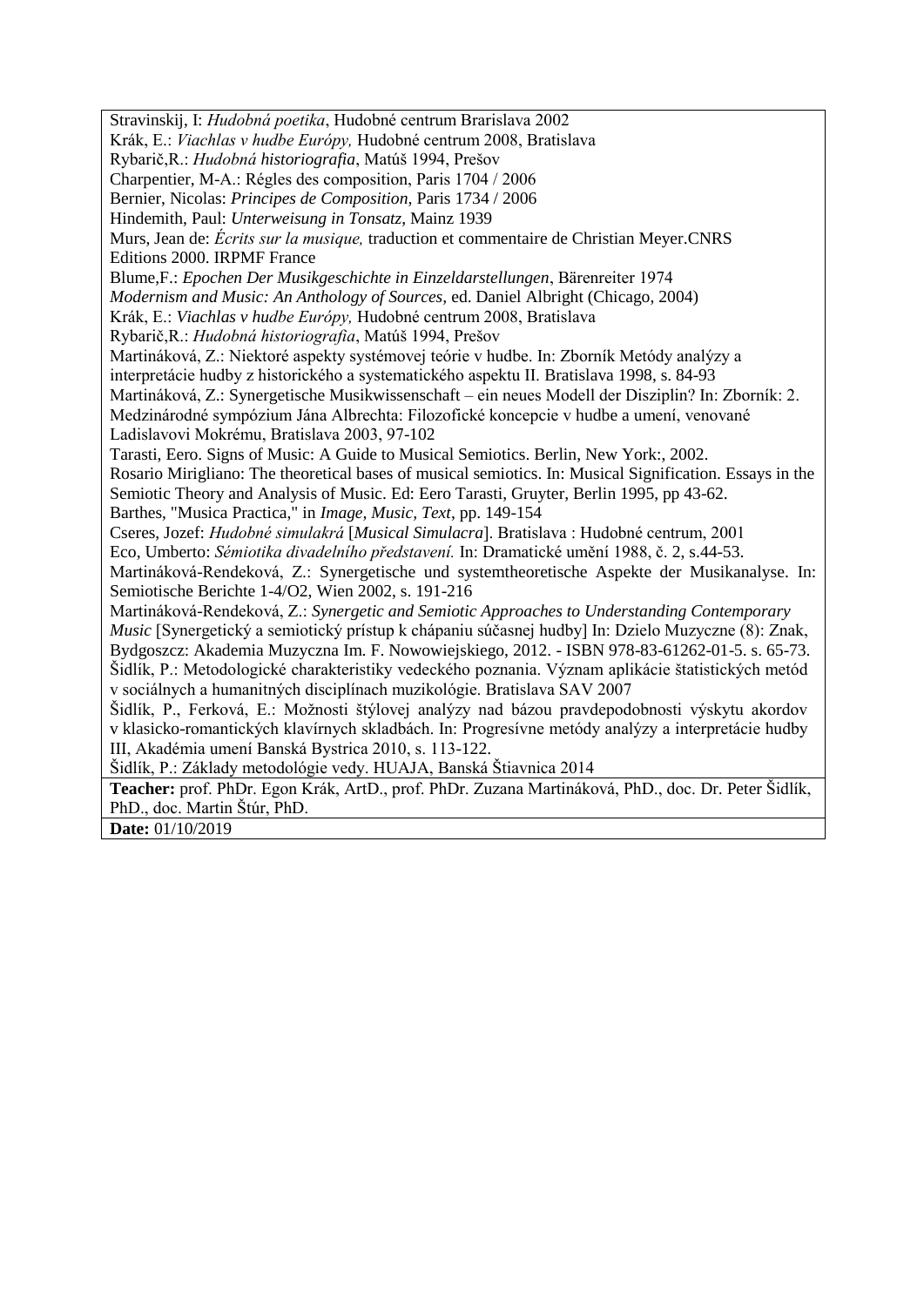Stravinskij, I: *Hudobná poetika*, Hudobné centrum Brarislava 2002
Krák, E.: *Viachlas v hudbe Európy,* Hudobné centrum 2008, Bratislava
Rybarič,R.: *Hudobná historiografia*, Matúš 1994, Prešov
Charpentier, M-A.: Régles des composition, Paris 1704 / 2006
Bernier, Nicolas: *Principes de Composition,* Paris 1734 / 2006
Hindemith, Paul: *Unterweisung in Tonsatz*, Mainz 1939
Murs, Jean de: *Écrits sur la musique,* traduction et commentaire de Christian Meyer.CNRS Editions 2000. IRPMF France
Blume,F.: *Epochen Der Musikgeschichte in Einzeldarstellungen*, Bärenreiter 1974
*Modernism and Music: An Anthology of Sources,* ed. Daniel Albright (Chicago, 2004)
Krák, E.: *Viachlas v hudbe Európy,* Hudobné centrum 2008, Bratislava
Rybarič,R.: *Hudobná historiografia*, Matúš 1994, Prešov
Martináková, Z.: Niektoré aspekty systémovej teórie v hudbe. In: Zborník Metódy analýzy a interpretácie hudby z historického a systematického aspektu II. Bratislava 1998, s. 84-93
Martináková, Z.: Synergetische Musikwissenschaft – ein neues Modell der Disziplin? In: Zborník: 2. Medzinárodné sympózium Jána Albrechta: Filozofické koncepcie v hudbe a umení, venované Ladislavovi Mokrému, Bratislava 2003, 97-102
Tarasti, Eero. Signs of Music: A Guide to Musical Semiotics. Berlin, New York:, 2002.
Rosario Mirigliano: The theoretical bases of musical semiotics. In: Musical Signification. Essays in the Semiotic Theory and Analysis of Music. Ed: Eero Tarasti, Gruyter, Berlin 1995, pp 43-62.
Barthes, "Musica Practica," in *Image, Music, Text*, pp. 149-154
Cseres, Jozef: *Hudobné simulakrá* [*Musical Simulacra*]. Bratislava : Hudobné centrum, 2001
Eco, Umberto: *Sémiotika divadelního představení.* In: Dramatické umění 1988, č. 2, s.44-53.
Martináková-Rendeková, Z.: Synergetische und systemtheoretische Aspekte der Musikanalyse. In: Semiotische Berichte 1-4/O2, Wien 2002, s. 191-216
Martináková-Rendeková, Z.: *Synergetic and Semiotic Approaches to Understanding Contemporary Music* [Synergetický a semiotický prístup k chápaniu súčasnej hudby] In: Dzielo Muzyczne (8): Znak, Bydgoszcz: Akademia Muzyczna Im. F. Nowowiejskiego, 2012. - ISBN 978-83-61262-01-5. s. 65-73.
Šidlík, P.: Metodologické charakteristiky vedeckého poznania. Význam aplikácie štatistických metód v sociálnych a humanitných disciplínach muzikológie. Bratislava SAV 2007
Šidlík, P., Ferková, E.: Možnosti štýlovej analýzy nad bázou pravdepodobnosti výskytu akordov v klasicko-romantických klavírnych skladbách. In: Progresívne metódy analýzy a interpretácie hudby III, Akadémia umení Banská Bystrica 2010, s. 113-122.
Šidlík, P.: Základy metodológie vedy. HUAJA, Banská Štiavnica 2014

**Teacher:** prof. PhDr. Egon Krák, ArtD., prof. PhDr. Zuzana Martináková, PhD., doc. Dr. Peter Šidlík, PhD., doc. Martin Štúr, PhD.

**Date:** 01/10/2019